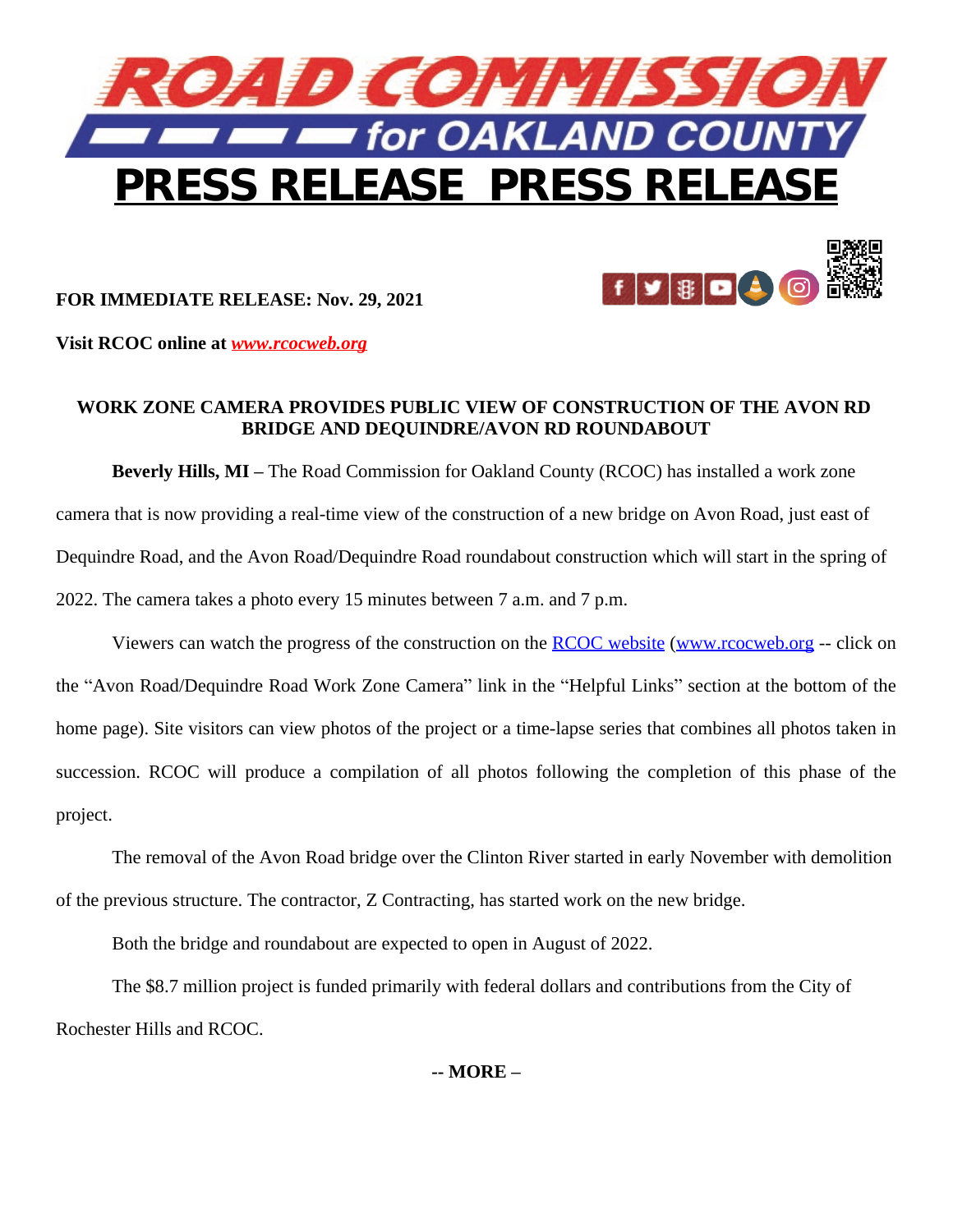# ROAD COMMISSION for OAKLAND COUNTY

## PRESS RELEASE PRESS RELEASE

**FOR IMMEDIATE RELEASE: Nov. 29, 2021**

**Visit RCOC online at *www.rcocweb.org***

### WORK ZONE CAMERA PROVIDES PUBLIC VIEW OF CONSTRUCTION OF THE AVON RD BRIDGE AND DEQUINDRE/AVON RD ROUNDABOUT

**Beverly Hills, MI –** The Road Commission for Oakland County (RCOC) has installed a work zone camera that is now providing a real-time view of the construction of a new bridge on Avon Road, just east of Dequindre Road, and the Avon Road/Dequindre Road roundabout construction which will start in the spring of 2022. The camera takes a photo every 15 minutes between 7 a.m. and 7 p.m.

Viewers can watch the progress of the construction on the RCOC website (www.rcocweb.org -- click on the "Avon Road/Dequindre Road Work Zone Camera" link in the "Helpful Links" section at the bottom of the home page). Site visitors can view photos of the project or a time-lapse series that combines all photos taken in succession. RCOC will produce a compilation of all photos following the completion of this phase of the project.

The removal of the Avon Road bridge over the Clinton River started in early November with demolition of the previous structure. The contractor, Z Contracting, has started work on the new bridge.

Both the bridge and roundabout are expected to open in August of 2022.

The $8.7 million project is funded primarily with federal dollars and contributions from the City of Rochester Hills and RCOC.

**-- MORE –**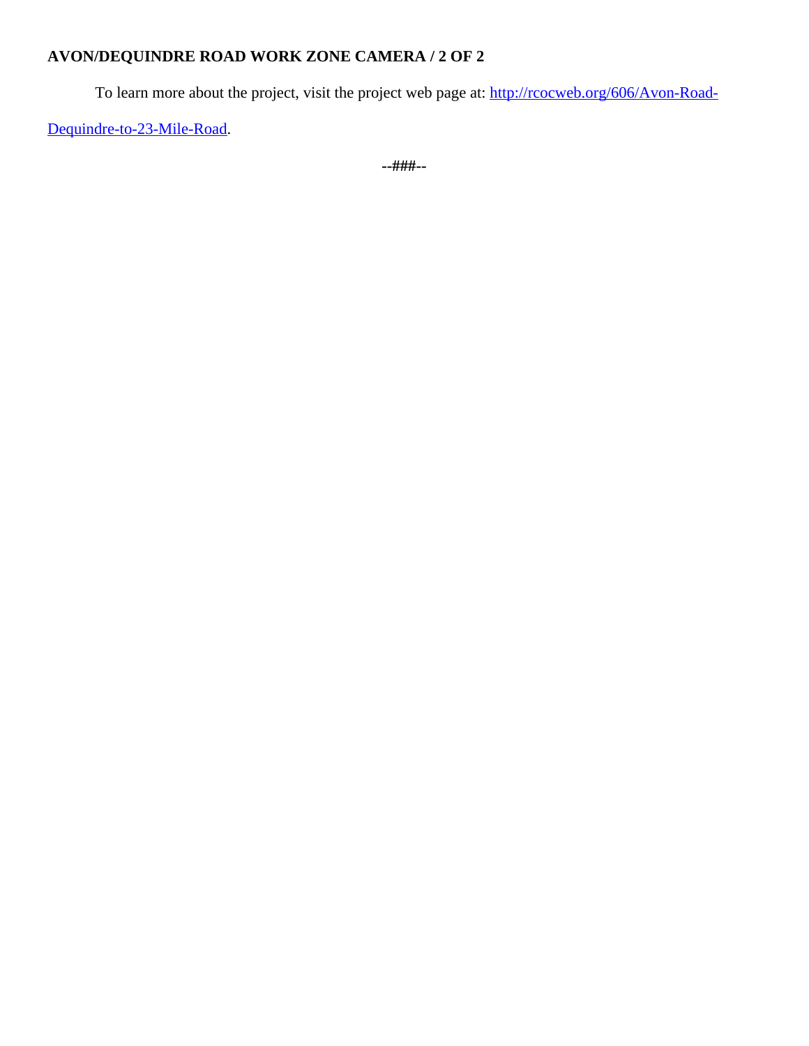To learn more about the project, visit the project web page at: http://rcocweb.org/606/Avon-Road-Dequindre-to-23-Mile-Road.

--###--